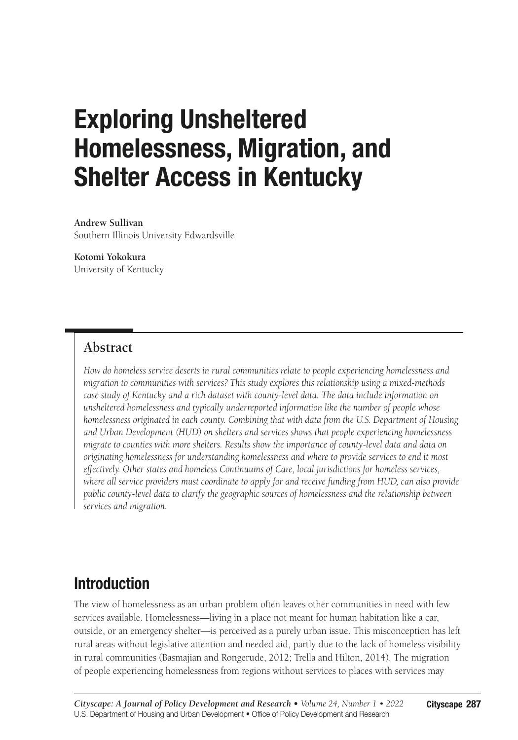# Exploring Unsheltered Homelessness, Migration, and Shelter Access in Kentucky

**Andrew Sullivan**
Southern Illinois University Edwardsville

**Kotomi Yokokura**
University of Kentucky

## Abstract

*How do homeless service deserts in rural communities relate to people experiencing homelessness and migration to communities with services? This study explores this relationship using a mixed-methods case study of Kentucky and a rich dataset with county-level data. The data include information on unsheltered homelessness and typically underreported information like the number of people whose homelessness originated in each county. Combining that with data from the U.S. Department of Housing and Urban Development (HUD) on shelters and services shows that people experiencing homelessness migrate to counties with more shelters. Results show the importance of county-level data and data on originating homelessness for understanding homelessness and where to provide services to end it most effectively. Other states and homeless Continuums of Care, local jurisdictions for homeless services, where all service providers must coordinate to apply for and receive funding from HUD, can also provide public county-level data to clarify the geographic sources of homelessness and the relationship between services and migration.*

## Introduction

The view of homelessness as an urban problem often leaves other communities in need with few services available. Homelessness—living in a place not meant for human habitation like a car, outside, or an emergency shelter—is perceived as a purely urban issue. This misconception has left rural areas without legislative attention and needed aid, partly due to the lack of homeless visibility in rural communities (Basmajian and Rongerude, 2012; Trella and Hilton, 2014). The migration of people experiencing homelessness from regions without services to places with services may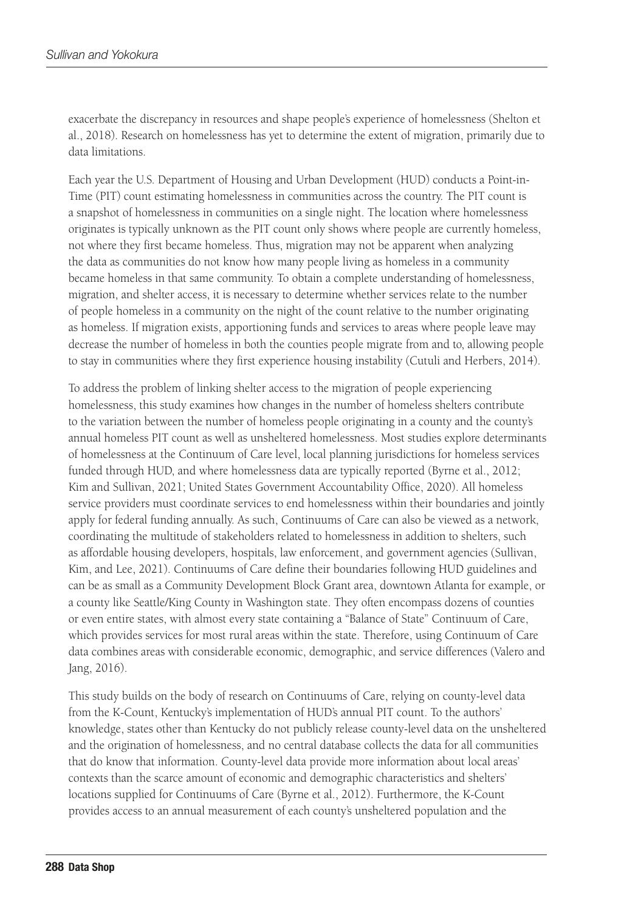exacerbate the discrepancy in resources and shape people's experience of homelessness (Shelton et al., 2018). Research on homelessness has yet to determine the extent of migration, primarily due to data limitations.

Each year the U.S. Department of Housing and Urban Development (HUD) conducts a Point-in-Time (PIT) count estimating homelessness in communities across the country. The PIT count is a snapshot of homelessness in communities on a single night. The location where homelessness originates is typically unknown as the PIT count only shows where people are currently homeless, not where they first became homeless. Thus, migration may not be apparent when analyzing the data as communities do not know how many people living as homeless in a community became homeless in that same community. To obtain a complete understanding of homelessness, migration, and shelter access, it is necessary to determine whether services relate to the number of people homeless in a community on the night of the count relative to the number originating as homeless. If migration exists, apportioning funds and services to areas where people leave may decrease the number of homeless in both the counties people migrate from and to, allowing people to stay in communities where they first experience housing instability (Cutuli and Herbers, 2014).

To address the problem of linking shelter access to the migration of people experiencing homelessness, this study examines how changes in the number of homeless shelters contribute to the variation between the number of homeless people originating in a county and the county's annual homeless PIT count as well as unsheltered homelessness. Most studies explore determinants of homelessness at the Continuum of Care level, local planning jurisdictions for homeless services funded through HUD, and where homelessness data are typically reported (Byrne et al., 2012; Kim and Sullivan, 2021; United States Government Accountability Office, 2020). All homeless service providers must coordinate services to end homelessness within their boundaries and jointly apply for federal funding annually. As such, Continuums of Care can also be viewed as a network, coordinating the multitude of stakeholders related to homelessness in addition to shelters, such as affordable housing developers, hospitals, law enforcement, and government agencies (Sullivan, Kim, and Lee, 2021). Continuums of Care define their boundaries following HUD guidelines and can be as small as a Community Development Block Grant area, downtown Atlanta for example, or a county like Seattle/King County in Washington state. They often encompass dozens of counties or even entire states, with almost every state containing a "Balance of State" Continuum of Care, which provides services for most rural areas within the state. Therefore, using Continuum of Care data combines areas with considerable economic, demographic, and service differences (Valero and Jang, 2016).

This study builds on the body of research on Continuums of Care, relying on county-level data from the K-Count, Kentucky's implementation of HUD's annual PIT count. To the authors' knowledge, states other than Kentucky do not publicly release county-level data on the unsheltered and the origination of homelessness, and no central database collects the data for all communities that do know that information. County-level data provide more information about local areas' contexts than the scarce amount of economic and demographic characteristics and shelters' locations supplied for Continuums of Care (Byrne et al., 2012). Furthermore, the K-Count provides access to an annual measurement of each county's unsheltered population and the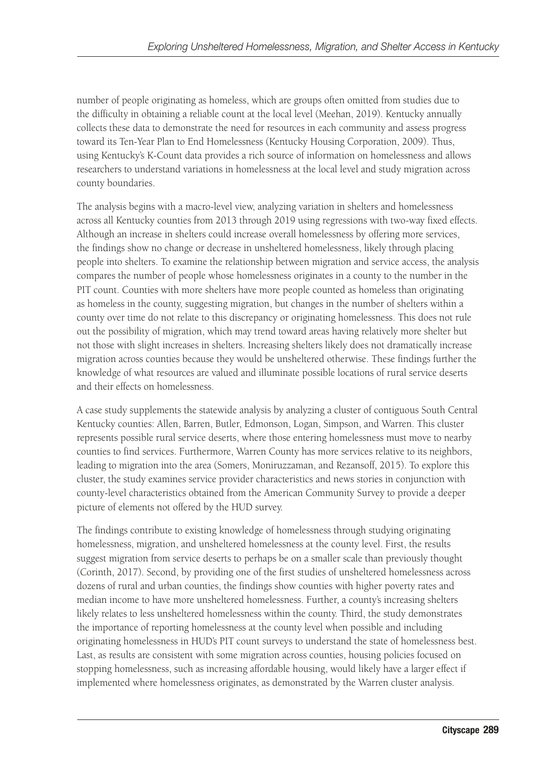number of people originating as homeless, which are groups often omitted from studies due to the difficulty in obtaining a reliable count at the local level (Meehan, 2019). Kentucky annually collects these data to demonstrate the need for resources in each community and assess progress toward its Ten-Year Plan to End Homelessness (Kentucky Housing Corporation, 2009). Thus, using Kentucky's K-Count data provides a rich source of information on homelessness and allows researchers to understand variations in homelessness at the local level and study migration across county boundaries.

The analysis begins with a macro-level view, analyzing variation in shelters and homelessness across all Kentucky counties from 2013 through 2019 using regressions with two-way fixed effects. Although an increase in shelters could increase overall homelessness by offering more services, the findings show no change or decrease in unsheltered homelessness, likely through placing people into shelters. To examine the relationship between migration and service access, the analysis compares the number of people whose homelessness originates in a county to the number in the PIT count. Counties with more shelters have more people counted as homeless than originating as homeless in the county, suggesting migration, but changes in the number of shelters within a county over time do not relate to this discrepancy or originating homelessness. This does not rule out the possibility of migration, which may trend toward areas having relatively more shelter but not those with slight increases in shelters. Increasing shelters likely does not dramatically increase migration across counties because they would be unsheltered otherwise. These findings further the knowledge of what resources are valued and illuminate possible locations of rural service deserts and their effects on homelessness.

A case study supplements the statewide analysis by analyzing a cluster of contiguous South Central Kentucky counties: Allen, Barren, Butler, Edmonson, Logan, Simpson, and Warren. This cluster represents possible rural service deserts, where those entering homelessness must move to nearby counties to find services. Furthermore, Warren County has more services relative to its neighbors, leading to migration into the area (Somers, Moniruzzaman, and Rezansoff, 2015). To explore this cluster, the study examines service provider characteristics and news stories in conjunction with county-level characteristics obtained from the American Community Survey to provide a deeper picture of elements not offered by the HUD survey.

The findings contribute to existing knowledge of homelessness through studying originating homelessness, migration, and unsheltered homelessness at the county level. First, the results suggest migration from service deserts to perhaps be on a smaller scale than previously thought (Corinth, 2017). Second, by providing one of the first studies of unsheltered homelessness across dozens of rural and urban counties, the findings show counties with higher poverty rates and median income to have more unsheltered homelessness. Further, a county's increasing shelters likely relates to less unsheltered homelessness within the county. Third, the study demonstrates the importance of reporting homelessness at the county level when possible and including originating homelessness in HUD's PIT count surveys to understand the state of homelessness best. Last, as results are consistent with some migration across counties, housing policies focused on stopping homelessness, such as increasing affordable housing, would likely have a larger effect if implemented where homelessness originates, as demonstrated by the Warren cluster analysis.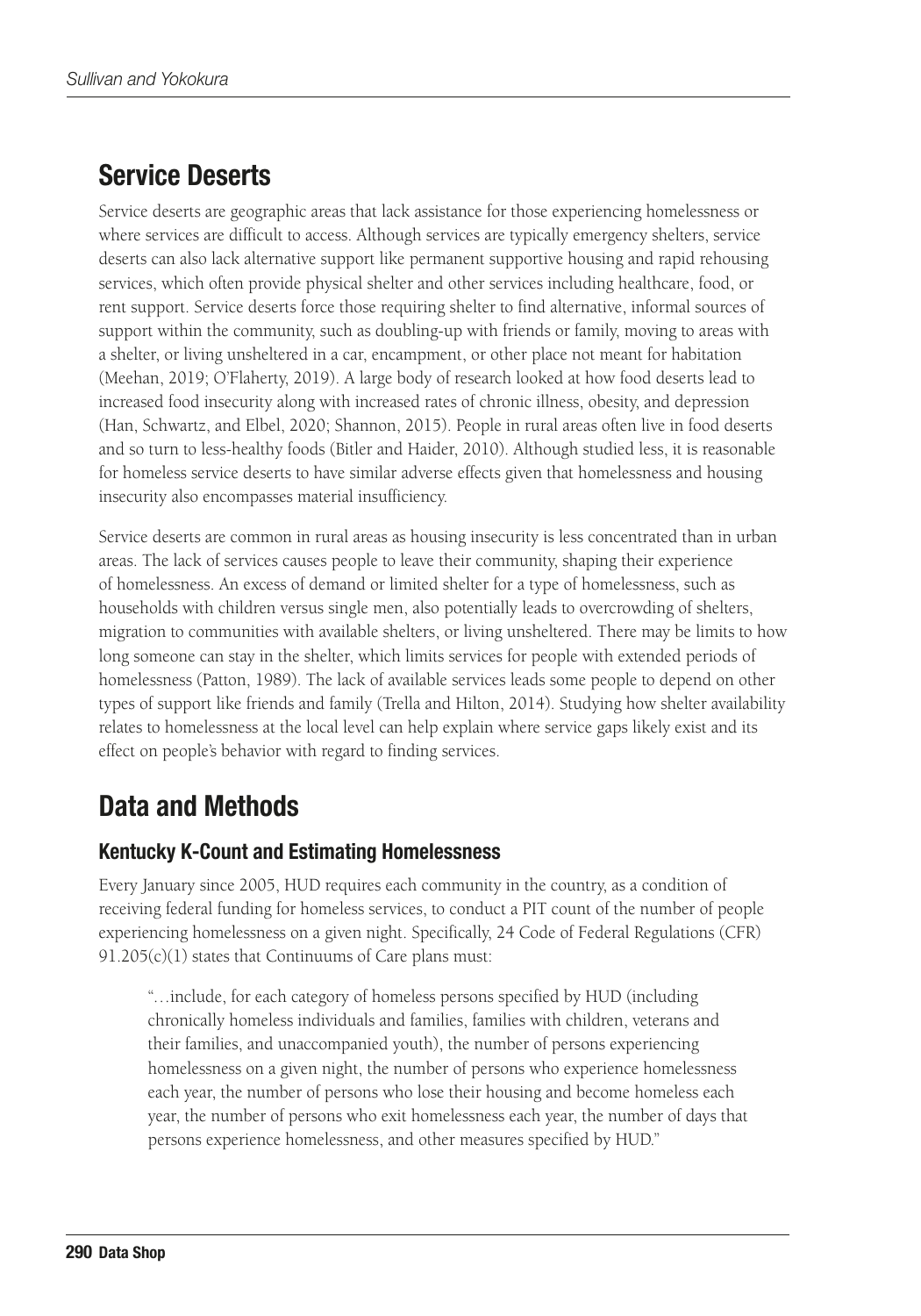## Service Deserts

Service deserts are geographic areas that lack assistance for those experiencing homelessness or where services are difficult to access. Although services are typically emergency shelters, service deserts can also lack alternative support like permanent supportive housing and rapid rehousing services, which often provide physical shelter and other services including healthcare, food, or rent support. Service deserts force those requiring shelter to find alternative, informal sources of support within the community, such as doubling-up with friends or family, moving to areas with a shelter, or living unsheltered in a car, encampment, or other place not meant for habitation (Meehan, 2019; O'Flaherty, 2019). A large body of research looked at how food deserts lead to increased food insecurity along with increased rates of chronic illness, obesity, and depression (Han, Schwartz, and Elbel, 2020; Shannon, 2015). People in rural areas often live in food deserts and so turn to less-healthy foods (Bitler and Haider, 2010). Although studied less, it is reasonable for homeless service deserts to have similar adverse effects given that homelessness and housing insecurity also encompasses material insufficiency.

Service deserts are common in rural areas as housing insecurity is less concentrated than in urban areas. The lack of services causes people to leave their community, shaping their experience of homelessness. An excess of demand or limited shelter for a type of homelessness, such as households with children versus single men, also potentially leads to overcrowding of shelters, migration to communities with available shelters, or living unsheltered. There may be limits to how long someone can stay in the shelter, which limits services for people with extended periods of homelessness (Patton, 1989). The lack of available services leads some people to depend on other types of support like friends and family (Trella and Hilton, 2014). Studying how shelter availability relates to homelessness at the local level can help explain where service gaps likely exist and its effect on people's behavior with regard to finding services.

## Data and Methods

### Kentucky K-Count and Estimating Homelessness

Every January since 2005, HUD requires each community in the country, as a condition of receiving federal funding for homeless services, to conduct a PIT count of the number of people experiencing homelessness on a given night. Specifically, 24 Code of Federal Regulations (CFR) 91.205(c)(1) states that Continuums of Care plans must:

> "…include, for each category of homeless persons specified by HUD (including chronically homeless individuals and families, families with children, veterans and their families, and unaccompanied youth), the number of persons experiencing homelessness on a given night, the number of persons who experience homelessness each year, the number of persons who lose their housing and become homeless each year, the number of persons who exit homelessness each year, the number of days that persons experience homelessness, and other measures specified by HUD."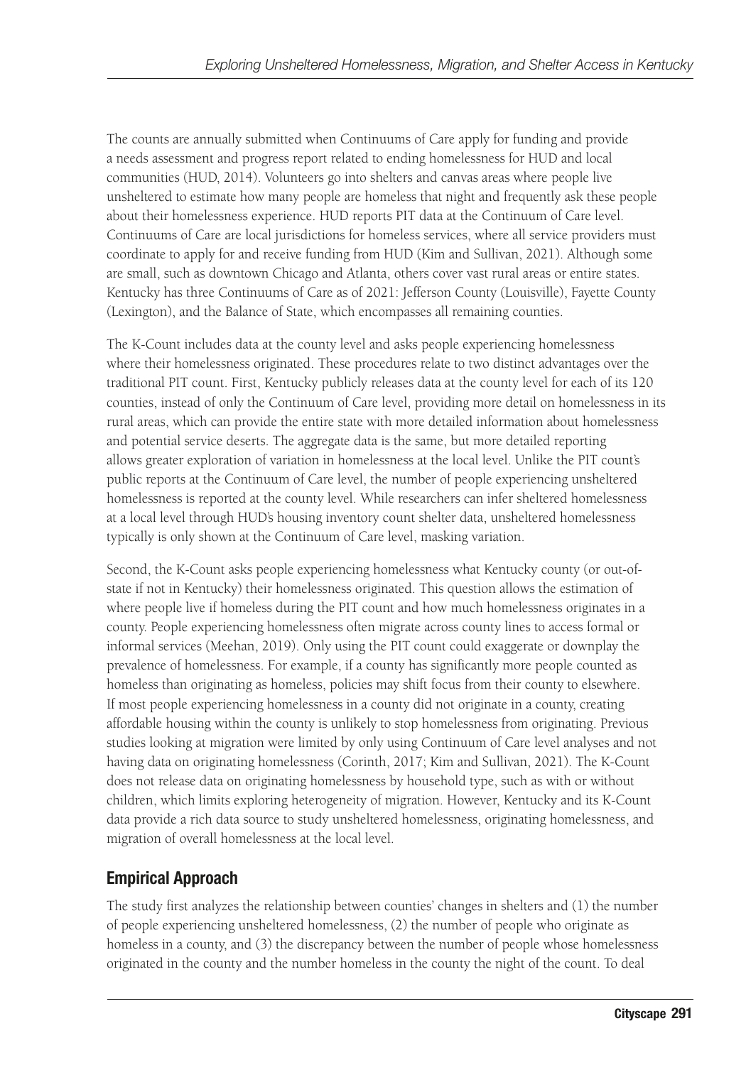The counts are annually submitted when Continuums of Care apply for funding and provide a needs assessment and progress report related to ending homelessness for HUD and local communities (HUD, 2014). Volunteers go into shelters and canvas areas where people live unsheltered to estimate how many people are homeless that night and frequently ask these people about their homelessness experience. HUD reports PIT data at the Continuum of Care level. Continuums of Care are local jurisdictions for homeless services, where all service providers must coordinate to apply for and receive funding from HUD (Kim and Sullivan, 2021). Although some are small, such as downtown Chicago and Atlanta, others cover vast rural areas or entire states. Kentucky has three Continuums of Care as of 2021: Jefferson County (Louisville), Fayette County (Lexington), and the Balance of State, which encompasses all remaining counties.

The K-Count includes data at the county level and asks people experiencing homelessness where their homelessness originated. These procedures relate to two distinct advantages over the traditional PIT count. First, Kentucky publicly releases data at the county level for each of its 120 counties, instead of only the Continuum of Care level, providing more detail on homelessness in its rural areas, which can provide the entire state with more detailed information about homelessness and potential service deserts. The aggregate data is the same, but more detailed reporting allows greater exploration of variation in homelessness at the local level. Unlike the PIT count's public reports at the Continuum of Care level, the number of people experiencing unsheltered homelessness is reported at the county level. While researchers can infer sheltered homelessness at a local level through HUD's housing inventory count shelter data, unsheltered homelessness typically is only shown at the Continuum of Care level, masking variation.

Second, the K-Count asks people experiencing homelessness what Kentucky county (or out-of-state if not in Kentucky) their homelessness originated. This question allows the estimation of where people live if homeless during the PIT count and how much homelessness originates in a county. People experiencing homelessness often migrate across county lines to access formal or informal services (Meehan, 2019). Only using the PIT count could exaggerate or downplay the prevalence of homelessness. For example, if a county has significantly more people counted as homeless than originating as homeless, policies may shift focus from their county to elsewhere. If most people experiencing homelessness in a county did not originate in a county, creating affordable housing within the county is unlikely to stop homelessness from originating. Previous studies looking at migration were limited by only using Continuum of Care level analyses and not having data on originating homelessness (Corinth, 2017; Kim and Sullivan, 2021). The K-Count does not release data on originating homelessness by household type, such as with or without children, which limits exploring heterogeneity of migration. However, Kentucky and its K-Count data provide a rich data source to study unsheltered homelessness, originating homelessness, and migration of overall homelessness at the local level.

## Empirical Approach

The study first analyzes the relationship between counties' changes in shelters and (1) the number of people experiencing unsheltered homelessness, (2) the number of people who originate as homeless in a county, and (3) the discrepancy between the number of people whose homelessness originated in the county and the number homeless in the county the night of the count. To deal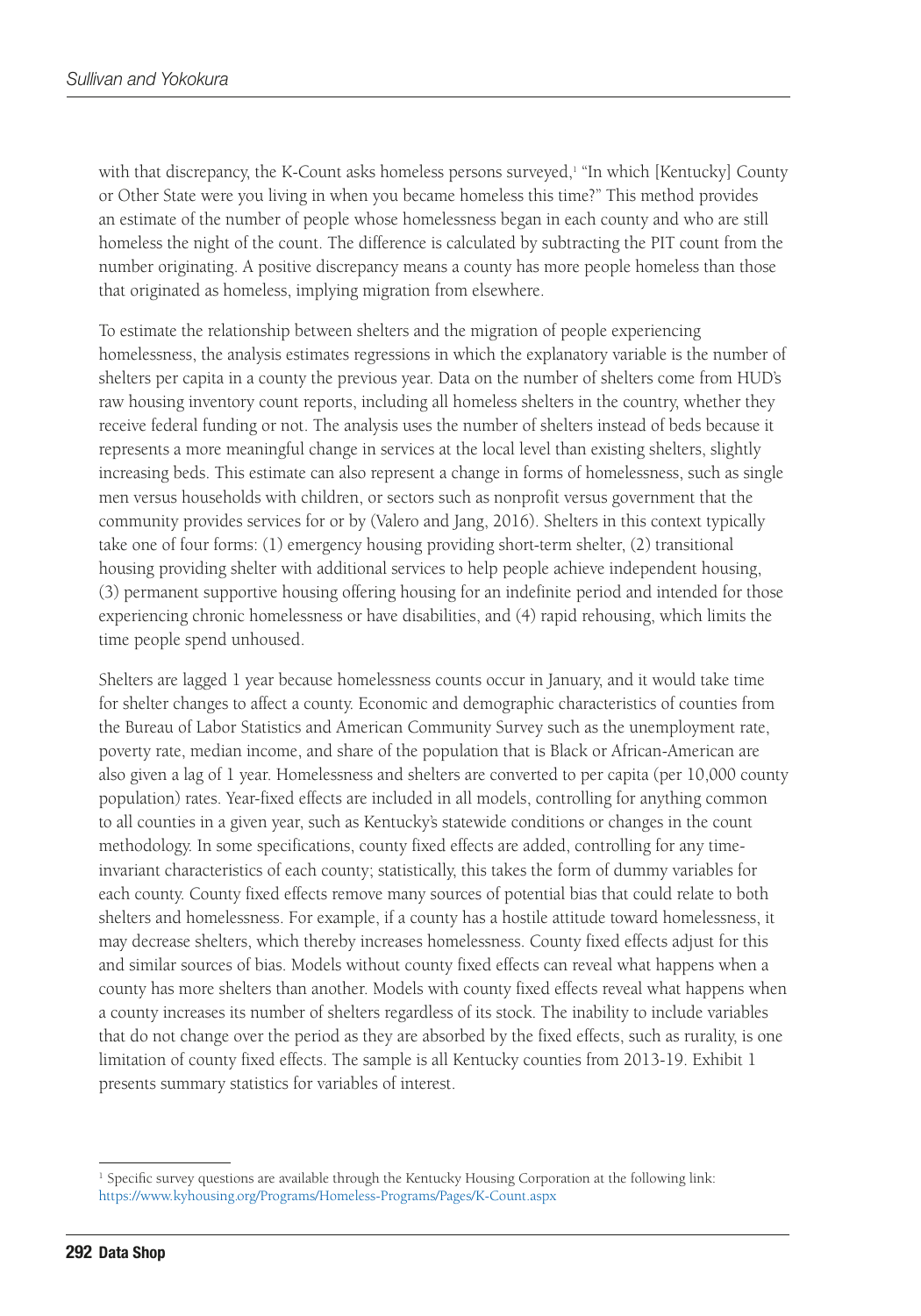with that discrepancy, the K-Count asks homeless persons surveyed,[1] "In which [Kentucky] County or Other State were you living in when you became homeless this time?" This method provides an estimate of the number of people whose homelessness began in each county and who are still homeless the night of the count. The difference is calculated by subtracting the PIT count from the number originating. A positive discrepancy means a county has more people homeless than those that originated as homeless, implying migration from elsewhere.

To estimate the relationship between shelters and the migration of people experiencing homelessness, the analysis estimates regressions in which the explanatory variable is the number of shelters per capita in a county the previous year. Data on the number of shelters come from HUD's raw housing inventory count reports, including all homeless shelters in the country, whether they receive federal funding or not. The analysis uses the number of shelters instead of beds because it represents a more meaningful change in services at the local level than existing shelters, slightly increasing beds. This estimate can also represent a change in forms of homelessness, such as single men versus households with children, or sectors such as nonprofit versus government that the community provides services for or by (Valero and Jang, 2016). Shelters in this context typically take one of four forms: (1) emergency housing providing short-term shelter, (2) transitional housing providing shelter with additional services to help people achieve independent housing, (3) permanent supportive housing offering housing for an indefinite period and intended for those experiencing chronic homelessness or have disabilities, and (4) rapid rehousing, which limits the time people spend unhoused.

Shelters are lagged 1 year because homelessness counts occur in January, and it would take time for shelter changes to affect a county. Economic and demographic characteristics of counties from the Bureau of Labor Statistics and American Community Survey such as the unemployment rate, poverty rate, median income, and share of the population that is Black or African-American are also given a lag of 1 year. Homelessness and shelters are converted to per capita (per 10,000 county population) rates. Year-fixed effects are included in all models, controlling for anything common to all counties in a given year, such as Kentucky's statewide conditions or changes in the count methodology. In some specifications, county fixed effects are added, controlling for any time-invariant characteristics of each county; statistically, this takes the form of dummy variables for each county. County fixed effects remove many sources of potential bias that could relate to both shelters and homelessness. For example, if a county has a hostile attitude toward homelessness, it may decrease shelters, which thereby increases homelessness. County fixed effects adjust for this and similar sources of bias. Models without county fixed effects can reveal what happens when a county has more shelters than another. Models with county fixed effects reveal what happens when a county increases its number of shelters regardless of its stock. The inability to include variables that do not change over the period as they are absorbed by the fixed effects, such as rurality, is one limitation of county fixed effects. The sample is all Kentucky counties from 2013-19. Exhibit 1 presents summary statistics for variables of interest.

[1] Specific survey questions are available through the Kentucky Housing Corporation at the following link: https://www.kyhousing.org/Programs/Homeless-Programs/Pages/K-Count.aspx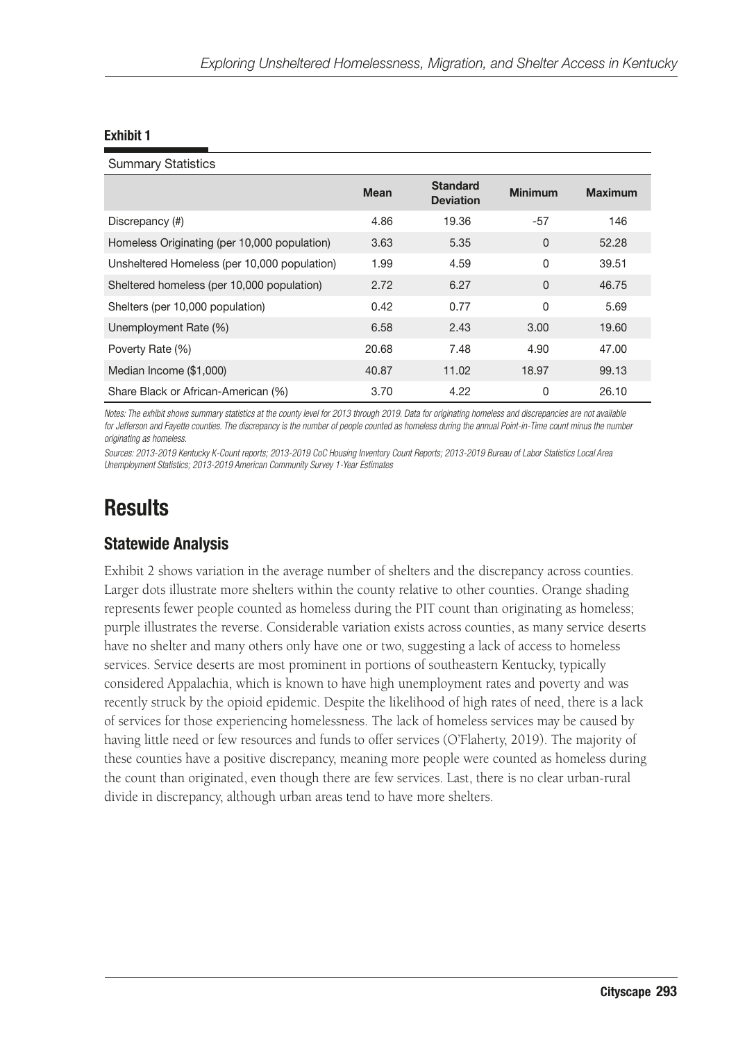**Exhibit 1**

Summary Statistics

| | Mean | Standard Deviation | Minimum | Maximum |
|---|---|---|---|---|
| Discrepancy (#) | 4.86 | 19.36 | -57 | 146 |
| Homeless Originating (per 10,000 population) | 3.63 | 5.35 | 0 | 52.28 |
| Unsheltered Homeless (per 10,000 population) | 1.99 | 4.59 | 0 | 39.51 |
| Sheltered homeless (per 10,000 population) | 2.72 | 6.27 | 0 | 46.75 |
| Shelters (per 10,000 population) | 0.42 | 0.77 | 0 | 5.69 |
| Unemployment Rate (%) | 6.58 | 2.43 | 3.00 | 19.60 |
| Poverty Rate (%) | 20.68 | 7.48 | 4.90 | 47.00 |
| Median Income ($1,000) | 40.87 | 11.02 | 18.97 | 99.13 |
| Share Black or African-American (%) | 3.70 | 4.22 | 0 | 26.10 |

*Notes: The exhibit shows summary statistics at the county level for 2013 through 2019. Data for originating homeless and discrepancies are not available for Jefferson and Fayette counties. The discrepancy is the number of people counted as homeless during the annual Point-in-Time count minus the number originating as homeless.*

*Sources: 2013-2019 Kentucky K-Count reports; 2013-2019 CoC Housing Inventory Count Reports; 2013-2019 Bureau of Labor Statistics Local Area Unemployment Statistics; 2013-2019 American Community Survey 1-Year Estimates*

# Results

## Statewide Analysis

Exhibit 2 shows variation in the average number of shelters and the discrepancy across counties. Larger dots illustrate more shelters within the county relative to other counties. Orange shading represents fewer people counted as homeless during the PIT count than originating as homeless; purple illustrates the reverse. Considerable variation exists across counties, as many service deserts have no shelter and many others only have one or two, suggesting a lack of access to homeless services. Service deserts are most prominent in portions of southeastern Kentucky, typically considered Appalachia, which is known to have high unemployment rates and poverty and was recently struck by the opioid epidemic. Despite the likelihood of high rates of need, there is a lack of services for those experiencing homelessness. The lack of homeless services may be caused by having little need or few resources and funds to offer services (O'Flaherty, 2019). The majority of these counties have a positive discrepancy, meaning more people were counted as homeless during the count than originated, even though there are few services. Last, there is no clear urban-rural divide in discrepancy, although urban areas tend to have more shelters.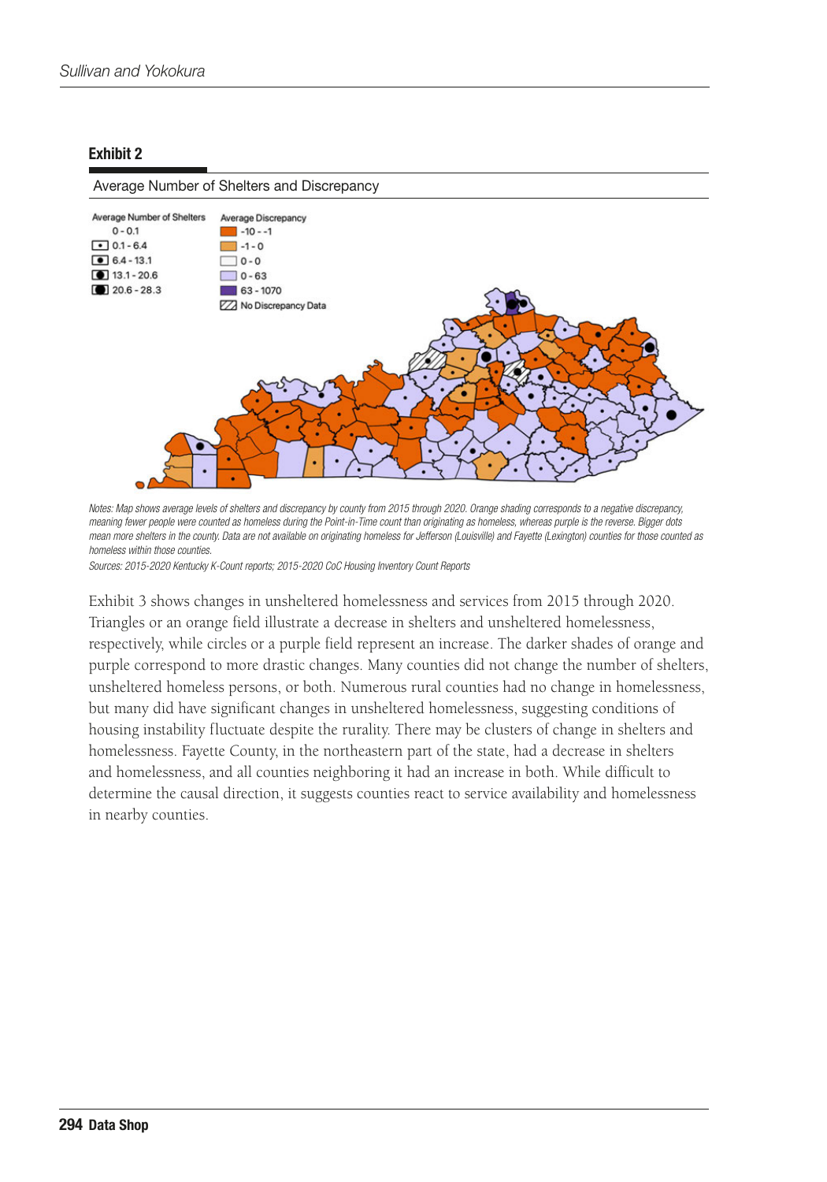**Exhibit 2**

Average Number of Shelters and Discrepancy

Average Number of Shelters
- 0 - 0.1
- 0.1 - 6.4
- 6.4 - 13.1
- 13.1 - 20.6
- 20.6 - 28.3

Average Discrepancy
- -10 - -1
- -1 - 0
- 0 - 0
- 0 - 63
- 63 - 1070
- No Discrepancy Data

*Notes: Map shows average levels of shelters and discrepancy by county from 2015 through 2020. Orange shading corresponds to a negative discrepancy, meaning fewer people were counted as homeless during the Point-in-Time count than originating as homeless, whereas purple is the reverse. Bigger dots mean more shelters in the county. Data are not available on originating homeless for Jefferson (Louisville) and Fayette (Lexington) counties for those counted as homeless within those counties.*

*Sources: 2015-2020 Kentucky K-Count reports; 2015-2020 CoC Housing Inventory Count Reports*

Exhibit 3 shows changes in unsheltered homelessness and services from 2015 through 2020. Triangles or an orange field illustrate a decrease in shelters and unsheltered homelessness, respectively, while circles or a purple field represent an increase. The darker shades of orange and purple correspond to more drastic changes. Many counties did not change the number of shelters, unsheltered homeless persons, or both. Numerous rural counties had no change in homelessness, but many did have significant changes in unsheltered homelessness, suggesting conditions of housing instability fluctuate despite the rurality. There may be clusters of change in shelters and homelessness. Fayette County, in the northeastern part of the state, had a decrease in shelters and homelessness, and all counties neighboring it had an increase in both. While difficult to determine the causal direction, it suggests counties react to service availability and homelessness in nearby counties.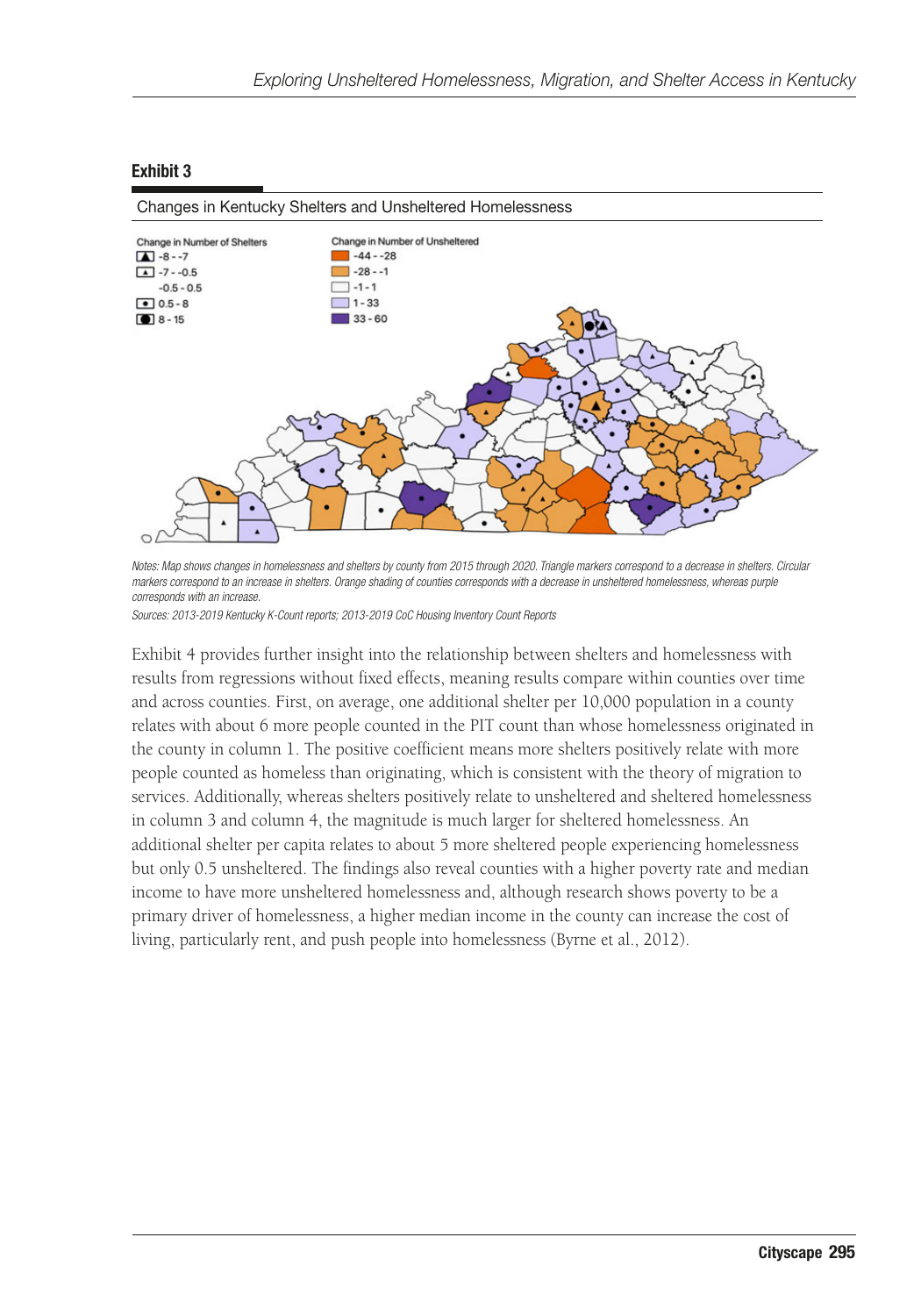**Exhibit 3**

Changes in Kentucky Shelters and Unsheltered Homelessness

Change in Number of Shelters
- -8 - -7
- -7 - -0.5
- -0.5 - 0.5
- 0.5 - 8
- 8 - 15

Change in Number of Unsheltered
- -44 - -28
- -28 - -1
- -1 - 1
- 1 - 33
- 33 - 60

*Notes: Map shows changes in homelessness and shelters by county from 2015 through 2020. Triangle markers correspond to a decrease in shelters. Circular markers correspond to an increase in shelters. Orange shading of counties corresponds with a decrease in unsheltered homelessness, whereas purple corresponds with an increase.*

*Sources: 2013-2019 Kentucky K-Count reports; 2013-2019 CoC Housing Inventory Count Reports*

Exhibit 4 provides further insight into the relationship between shelters and homelessness with results from regressions without fixed effects, meaning results compare within counties over time and across counties. First, on average, one additional shelter per 10,000 population in a county relates with about 6 more people counted in the PIT count than whose homelessness originated in the county in column 1. The positive coefficient means more shelters positively relate with more people counted as homeless than originating, which is consistent with the theory of migration to services. Additionally, whereas shelters positively relate to unsheltered and sheltered homelessness in column 3 and column 4, the magnitude is much larger for sheltered homelessness. An additional shelter per capita relates to about 5 more sheltered people experiencing homelessness but only 0.5 unsheltered. The findings also reveal counties with a higher poverty rate and median income to have more unsheltered homelessness and, although research shows poverty to be a primary driver of homelessness, a higher median income in the county can increase the cost of living, particularly rent, and push people into homelessness (Byrne et al., 2012).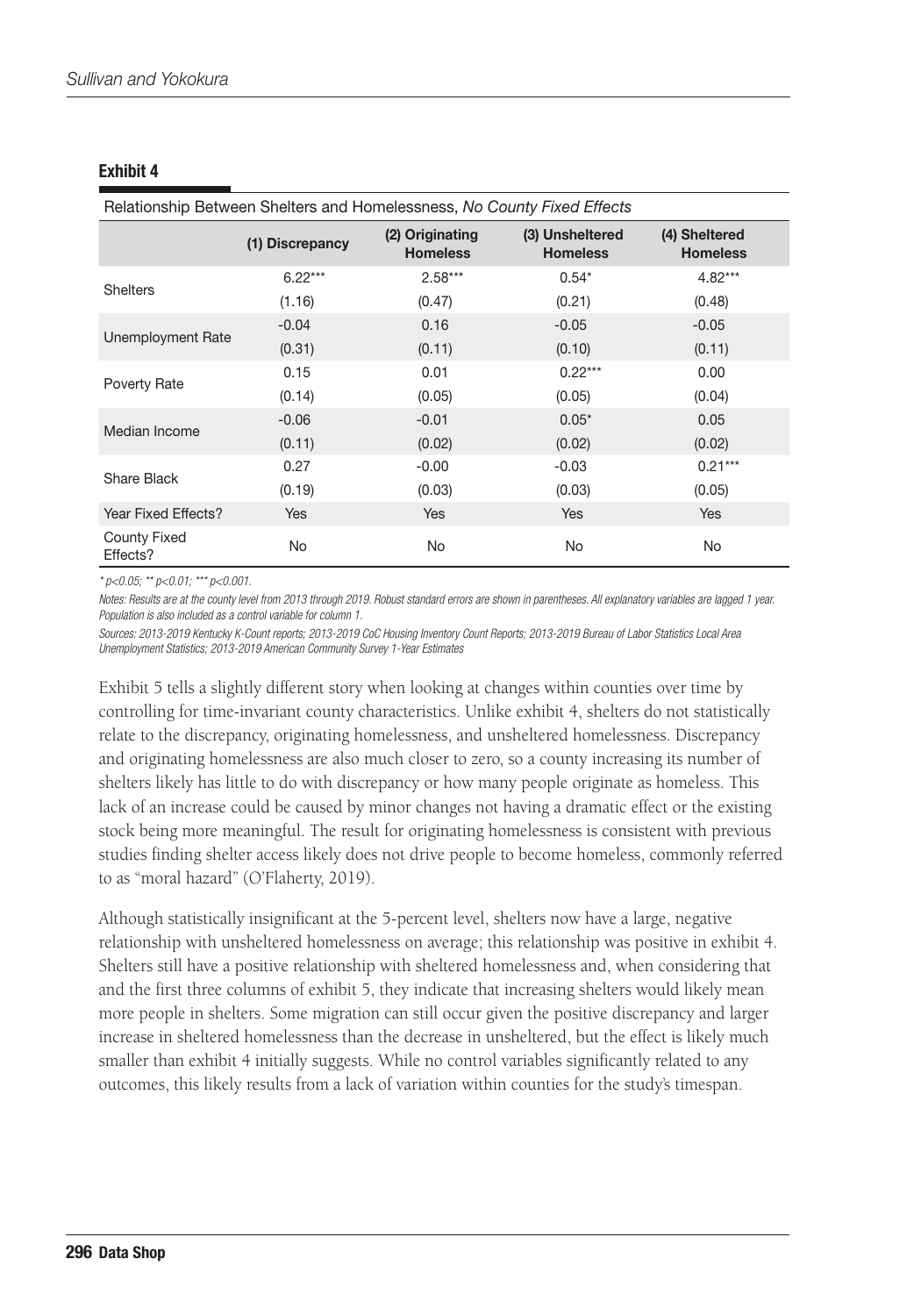**Exhibit 4**

Relationship Between Shelters and Homelessness, *No County Fixed Effects*

| | (1) Discrepancy | (2) Originating Homeless | (3) Unsheltered Homeless | (4) Sheltered Homeless |
|---|---|---|---|---|
| Shelters | 6.22*** | 2.58*** | 0.54* | 4.82*** |
| | (1.16) | (0.47) | (0.21) | (0.48) |
| Unemployment Rate | -0.04 | 0.16 | -0.05 | -0.05 |
| | (0.31) | (0.11) | (0.10) | (0.11) |
| Poverty Rate | 0.15 | 0.01 | 0.22*** | 0.00 |
| | (0.14) | (0.05) | (0.05) | (0.04) |
| Median Income | -0.06 | -0.01 | 0.05* | 0.05 |
| | (0.11) | (0.02) | (0.02) | (0.02) |
| Share Black | 0.27 | -0.00 | -0.03 | 0.21*** |
| | (0.19) | (0.03) | (0.03) | (0.05) |
| Year Fixed Effects? | Yes | Yes | Yes | Yes |
| County Fixed Effects? | No | No | No | No |

*$^{*}$ $p<0.05$; $^{**}$ $p<0.01$; $^{***}$ $p<0.001$.*

*Notes: Results are at the county level from 2013 through 2019. Robust standard errors are shown in parentheses. All explanatory variables are lagged 1 year. Population is also included as a control variable for column 1.*

*Sources: 2013-2019 Kentucky K-Count reports; 2013-2019 CoC Housing Inventory Count Reports; 2013-2019 Bureau of Labor Statistics Local Area Unemployment Statistics; 2013-2019 American Community Survey 1-Year Estimates*

Exhibit 5 tells a slightly different story when looking at changes within counties over time by controlling for time-invariant county characteristics. Unlike exhibit 4, shelters do not statistically relate to the discrepancy, originating homelessness, and unsheltered homelessness. Discrepancy and originating homelessness are also much closer to zero, so a county increasing its number of shelters likely has little to do with discrepancy or how many people originate as homeless. This lack of an increase could be caused by minor changes not having a dramatic effect or the existing stock being more meaningful. The result for originating homelessness is consistent with previous studies finding shelter access likely does not drive people to become homeless, commonly referred to as "moral hazard" (O'Flaherty, 2019).

Although statistically insignificant at the 5-percent level, shelters now have a large, negative relationship with unsheltered homelessness on average; this relationship was positive in exhibit 4. Shelters still have a positive relationship with sheltered homelessness and, when considering that and the first three columns of exhibit 5, they indicate that increasing shelters would likely mean more people in shelters. Some migration can still occur given the positive discrepancy and larger increase in sheltered homelessness than the decrease in unsheltered, but the effect is likely much smaller than exhibit 4 initially suggests. While no control variables significantly related to any outcomes, this likely results from a lack of variation within counties for the study's timespan.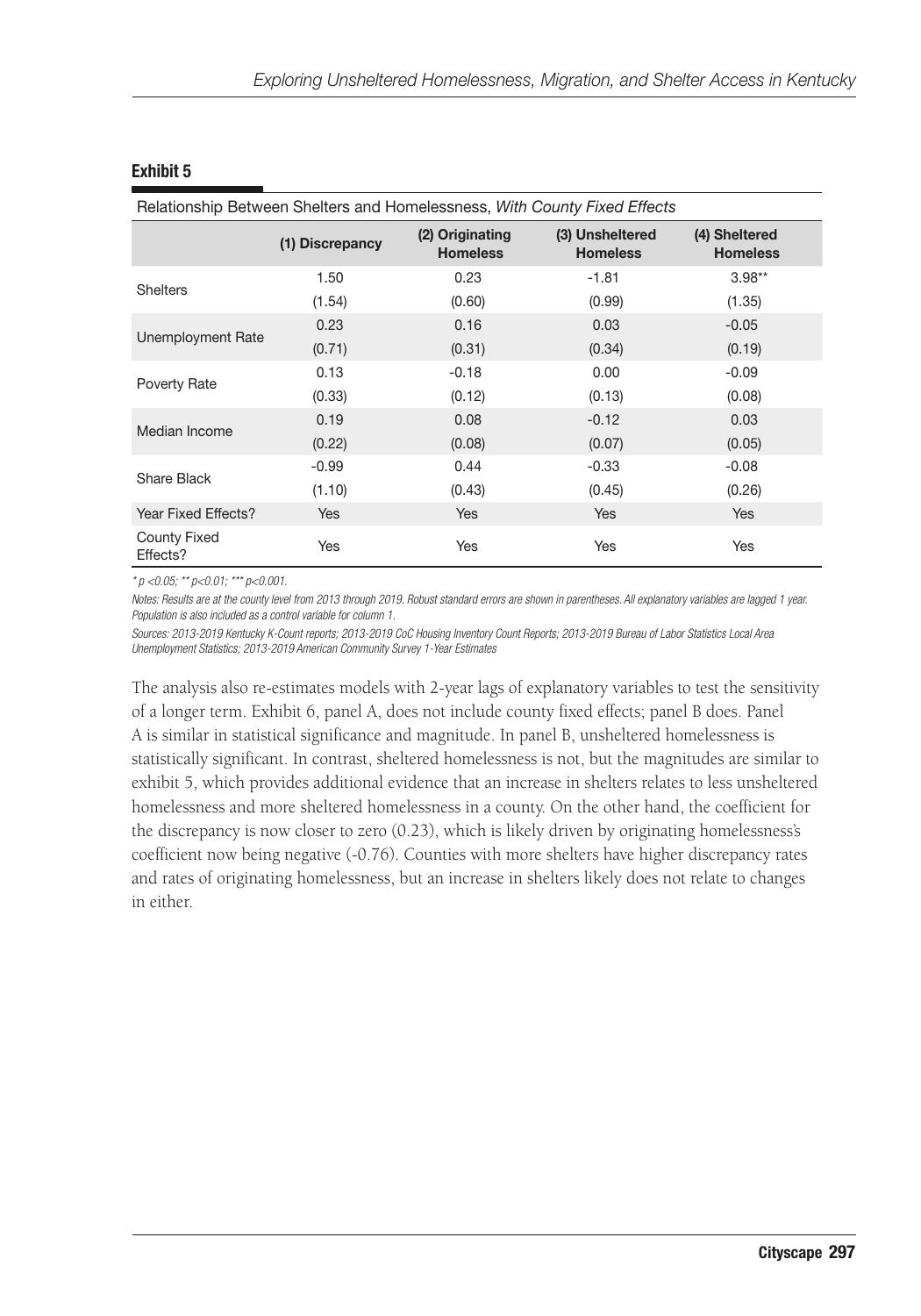**Exhibit 5**

Relationship Between Shelters and Homelessness, *With County Fixed Effects*

| | (1) Discrepancy | (2) Originating Homeless | (3) Unsheltered Homeless | (4) Sheltered Homeless |
|---|---|---|---|---|
| Shelters | 1.50 | 0.23 | -1.81 | 3.98** |
| | (1.54) | (0.60) | (0.99) | (1.35) |
| Unemployment Rate | 0.23 | 0.16 | 0.03 | -0.05 |
| | (0.71) | (0.31) | (0.34) | (0.19) |
| Poverty Rate | 0.13 | -0.18 | 0.00 | -0.09 |
| | (0.33) | (0.12) | (0.13) | (0.08) |
| Median Income | 0.19 | 0.08 | -0.12 | 0.03 |
| | (0.22) | (0.08) | (0.07) | (0.05) |
| Share Black | -0.99 | 0.44 | -0.33 | -0.08 |
| | (1.10) | (0.43) | (0.45) | (0.26) |
| Year Fixed Effects? | Yes | Yes | Yes | Yes |
| County Fixed Effects? | Yes | Yes | Yes | Yes |

* $p < 0.05$; ** $p < 0.01$; *** $p < 0.001$.

*Notes: Results are at the county level from 2013 through 2019. Robust standard errors are shown in parentheses. All explanatory variables are lagged 1 year. Population is also included as a control variable for column 1.*

*Sources: 2013-2019 Kentucky K-Count reports; 2013-2019 CoC Housing Inventory Count Reports; 2013-2019 Bureau of Labor Statistics Local Area Unemployment Statistics; 2013-2019 American Community Survey 1-Year Estimates*

The analysis also re-estimates models with 2-year lags of explanatory variables to test the sensitivity of a longer term. Exhibit 6, panel A, does not include county fixed effects; panel B does. Panel A is similar in statistical significance and magnitude. In panel B, unsheltered homelessness is statistically significant. In contrast, sheltered homelessness is not, but the magnitudes are similar to exhibit 5, which provides additional evidence that an increase in shelters relates to less unsheltered homelessness and more sheltered homelessness in a county. On the other hand, the coefficient for the discrepancy is now closer to zero (0.23), which is likely driven by originating homelessness's coefficient now being negative (-0.76). Counties with more shelters have higher discrepancy rates and rates of originating homelessness, but an increase in shelters likely does not relate to changes in either.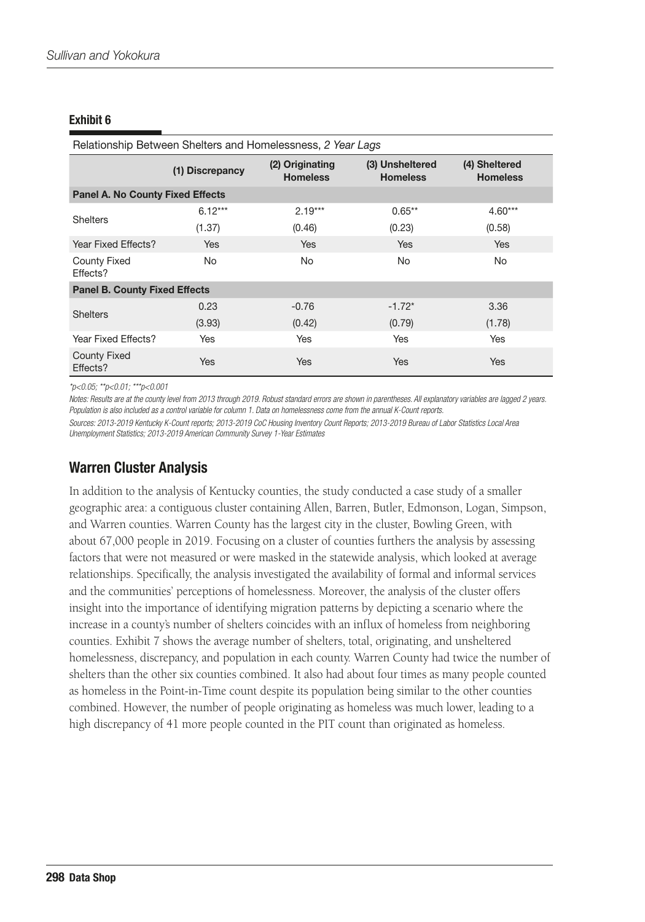**Exhibit 6**

Relationship Between Shelters and Homelessness, *2 Year Lags*

| | (1) Discrepancy | (2) Originating Homeless | (3) Unsheltered Homeless | (4) Sheltered Homeless |
|---|---|---|---|---|
| **Panel A. No County Fixed Effects** | | | | |
| Shelters | 6.12*** | 2.19*** | 0.65** | 4.60*** |
| | (1.37) | (0.46) | (0.23) | (0.58) |
| Year Fixed Effects? | Yes | Yes | Yes | Yes |
| County Fixed Effects? | No | No | No | No |
| **Panel B. County Fixed Effects** | | | | |
| Shelters | 0.23 | -0.76 | -1.72* | 3.36 |
| | (3.93) | (0.42) | (0.79) | (1.78) |
| Year Fixed Effects? | Yes | Yes | Yes | Yes |
| County Fixed Effects? | Yes | Yes | Yes | Yes |

*\*p<0.05; \*\*p<0.01; \*\*\*p<0.001*

*Notes: Results are at the county level from 2013 through 2019. Robust standard errors are shown in parentheses. All explanatory variables are lagged 2 years. Population is also included as a control variable for column 1. Data on homelessness come from the annual K-Count reports.*

*Sources: 2013-2019 Kentucky K-Count reports; 2013-2019 CoC Housing Inventory Count Reports; 2013-2019 Bureau of Labor Statistics Local Area Unemployment Statistics; 2013-2019 American Community Survey 1-Year Estimates*

## Warren Cluster Analysis

In addition to the analysis of Kentucky counties, the study conducted a case study of a smaller geographic area: a contiguous cluster containing Allen, Barren, Butler, Edmonson, Logan, Simpson, and Warren counties. Warren County has the largest city in the cluster, Bowling Green, with about 67,000 people in 2019. Focusing on a cluster of counties furthers the analysis by assessing factors that were not measured or were masked in the statewide analysis, which looked at average relationships. Specifically, the analysis investigated the availability of formal and informal services and the communities' perceptions of homelessness. Moreover, the analysis of the cluster offers insight into the importance of identifying migration patterns by depicting a scenario where the increase in a county's number of shelters coincides with an influx of homeless from neighboring counties. Exhibit 7 shows the average number of shelters, total, originating, and unsheltered homelessness, discrepancy, and population in each county. Warren County had twice the number of shelters than the other six counties combined. It also had about four times as many people counted as homeless in the Point-in-Time count despite its population being similar to the other counties combined. However, the number of people originating as homeless was much lower, leading to a high discrepancy of 41 more people counted in the PIT count than originated as homeless.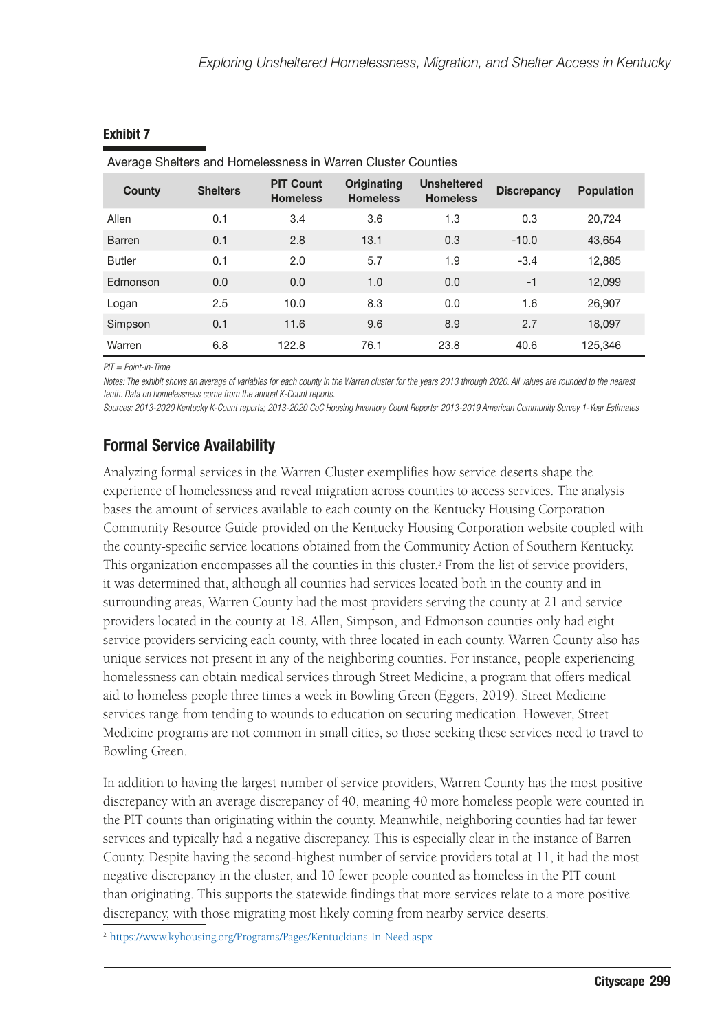**Exhibit 7**

Average Shelters and Homelessness in Warren Cluster Counties

| County | Shelters | PIT Count Homeless | Originating Homeless | Unsheltered Homeless | Discrepancy | Population |
|---|---|---|---|---|---|---|
| Allen | 0.1 | 3.4 | 3.6 | 1.3 | 0.3 | 20,724 |
| Barren | 0.1 | 2.8 | 13.1 | 0.3 | -10.0 | 43,654 |
| Butler | 0.1 | 2.0 | 5.7 | 1.9 | -3.4 | 12,885 |
| Edmonson | 0.0 | 0.0 | 1.0 | 0.0 | -1 | 12,099 |
| Logan | 2.5 | 10.0 | 8.3 | 0.0 | 1.6 | 26,907 |
| Simpson | 0.1 | 11.6 | 9.6 | 8.9 | 2.7 | 18,097 |
| Warren | 6.8 | 122.8 | 76.1 | 23.8 | 40.6 | 125,346 |

*PIT = Point-in-Time.*

*Notes: The exhibit shows an average of variables for each county in the Warren cluster for the years 2013 through 2020. All values are rounded to the nearest tenth. Data on homelessness come from the annual K-Count reports.*

*Sources: 2013-2020 Kentucky K-Count reports; 2013-2020 CoC Housing Inventory Count Reports; 2013-2019 American Community Survey 1-Year Estimates*

## Formal Service Availability

Analyzing formal services in the Warren Cluster exemplifies how service deserts shape the experience of homelessness and reveal migration across counties to access services. The analysis bases the amount of services available to each county on the Kentucky Housing Corporation Community Resource Guide provided on the Kentucky Housing Corporation website coupled with the county-specific service locations obtained from the Community Action of Southern Kentucky. This organization encompasses all the counties in this cluster.[2] From the list of service providers, it was determined that, although all counties had services located both in the county and in surrounding areas, Warren County had the most providers serving the county at 21 and service providers located in the county at 18. Allen, Simpson, and Edmonson counties only had eight service providers servicing each county, with three located in each county. Warren County also has unique services not present in any of the neighboring counties. For instance, people experiencing homelessness can obtain medical services through Street Medicine, a program that offers medical aid to homeless people three times a week in Bowling Green (Eggers, 2019). Street Medicine services range from tending to wounds to education on securing medication. However, Street Medicine programs are not common in small cities, so those seeking these services need to travel to Bowling Green.

In addition to having the largest number of service providers, Warren County has the most positive discrepancy with an average discrepancy of 40, meaning 40 more homeless people were counted in the PIT counts than originating within the county. Meanwhile, neighboring counties had far fewer services and typically had a negative discrepancy. This is especially clear in the instance of Barren County. Despite having the second-highest number of service providers total at 11, it had the most negative discrepancy in the cluster, and 10 fewer people counted as homeless in the PIT count than originating. This supports the statewide findings that more services relate to a more positive discrepancy, with those migrating most likely coming from nearby service deserts.

[2] https://www.kyhousing.org/Programs/Pages/Kentuckians-In-Need.aspx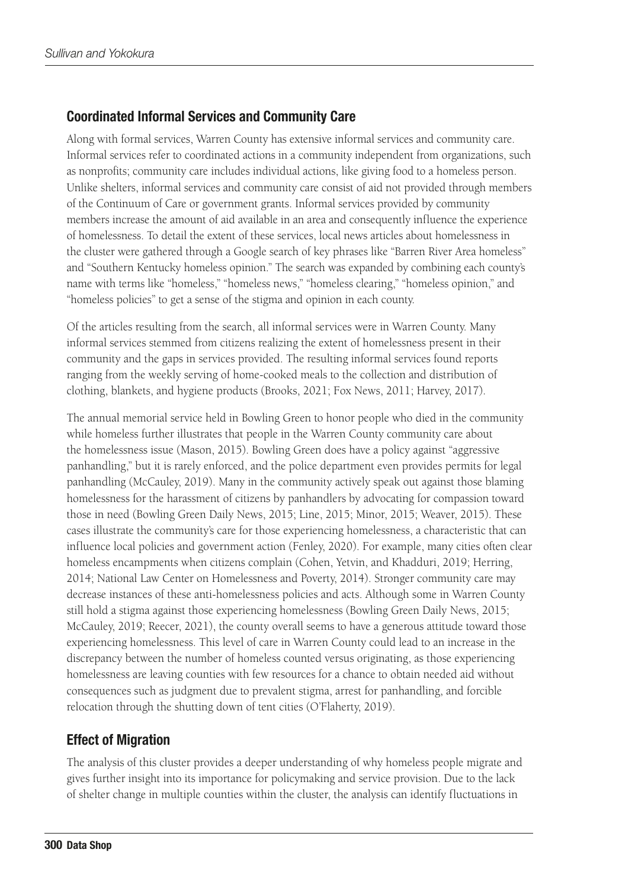## Coordinated Informal Services and Community Care

Along with formal services, Warren County has extensive informal services and community care. Informal services refer to coordinated actions in a community independent from organizations, such as nonprofits; community care includes individual actions, like giving food to a homeless person. Unlike shelters, informal services and community care consist of aid not provided through members of the Continuum of Care or government grants. Informal services provided by community members increase the amount of aid available in an area and consequently influence the experience of homelessness. To detail the extent of these services, local news articles about homelessness in the cluster were gathered through a Google search of key phrases like "Barren River Area homeless" and "Southern Kentucky homeless opinion." The search was expanded by combining each county's name with terms like "homeless," "homeless news," "homeless clearing," "homeless opinion," and "homeless policies" to get a sense of the stigma and opinion in each county.

Of the articles resulting from the search, all informal services were in Warren County. Many informal services stemmed from citizens realizing the extent of homelessness present in their community and the gaps in services provided. The resulting informal services found reports ranging from the weekly serving of home-cooked meals to the collection and distribution of clothing, blankets, and hygiene products (Brooks, 2021; Fox News, 2011; Harvey, 2017).

The annual memorial service held in Bowling Green to honor people who died in the community while homeless further illustrates that people in the Warren County community care about the homelessness issue (Mason, 2015). Bowling Green does have a policy against "aggressive panhandling," but it is rarely enforced, and the police department even provides permits for legal panhandling (McCauley, 2019). Many in the community actively speak out against those blaming homelessness for the harassment of citizens by panhandlers by advocating for compassion toward those in need (Bowling Green Daily News, 2015; Line, 2015; Minor, 2015; Weaver, 2015). These cases illustrate the community's care for those experiencing homelessness, a characteristic that can influence local policies and government action (Fenley, 2020). For example, many cities often clear homeless encampments when citizens complain (Cohen, Yetvin, and Khadduri, 2019; Herring, 2014; National Law Center on Homelessness and Poverty, 2014). Stronger community care may decrease instances of these anti-homelessness policies and acts. Although some in Warren County still hold a stigma against those experiencing homelessness (Bowling Green Daily News, 2015; McCauley, 2019; Reecer, 2021), the county overall seems to have a generous attitude toward those experiencing homelessness. This level of care in Warren County could lead to an increase in the discrepancy between the number of homeless counted versus originating, as those experiencing homelessness are leaving counties with few resources for a chance to obtain needed aid without consequences such as judgment due to prevalent stigma, arrest for panhandling, and forcible relocation through the shutting down of tent cities (O'Flaherty, 2019).

## Effect of Migration

The analysis of this cluster provides a deeper understanding of why homeless people migrate and gives further insight into its importance for policymaking and service provision. Due to the lack of shelter change in multiple counties within the cluster, the analysis can identify fluctuations in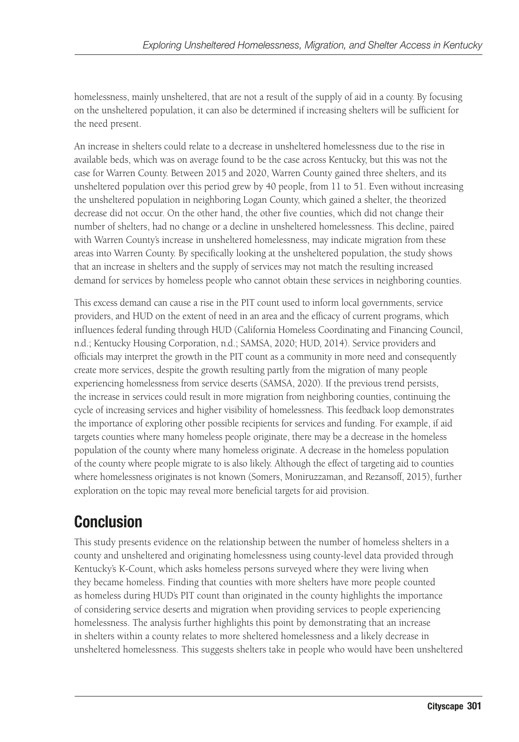homelessness, mainly unsheltered, that are not a result of the supply of aid in a county. By focusing on the unsheltered population, it can also be determined if increasing shelters will be sufficient for the need present.

An increase in shelters could relate to a decrease in unsheltered homelessness due to the rise in available beds, which was on average found to be the case across Kentucky, but this was not the case for Warren County. Between 2015 and 2020, Warren County gained three shelters, and its unsheltered population over this period grew by 40 people, from 11 to 51. Even without increasing the unsheltered population in neighboring Logan County, which gained a shelter, the theorized decrease did not occur. On the other hand, the other five counties, which did not change their number of shelters, had no change or a decline in unsheltered homelessness. This decline, paired with Warren County's increase in unsheltered homelessness, may indicate migration from these areas into Warren County. By specifically looking at the unsheltered population, the study shows that an increase in shelters and the supply of services may not match the resulting increased demand for services by homeless people who cannot obtain these services in neighboring counties.

This excess demand can cause a rise in the PIT count used to inform local governments, service providers, and HUD on the extent of need in an area and the efficacy of current programs, which influences federal funding through HUD (California Homeless Coordinating and Financing Council, n.d.; Kentucky Housing Corporation, n.d.; SAMSA, 2020; HUD, 2014). Service providers and officials may interpret the growth in the PIT count as a community in more need and consequently create more services, despite the growth resulting partly from the migration of many people experiencing homelessness from service deserts (SAMSA, 2020). If the previous trend persists, the increase in services could result in more migration from neighboring counties, continuing the cycle of increasing services and higher visibility of homelessness. This feedback loop demonstrates the importance of exploring other possible recipients for services and funding. For example, if aid targets counties where many homeless people originate, there may be a decrease in the homeless population of the county where many homeless originate. A decrease in the homeless population of the county where people migrate to is also likely. Although the effect of targeting aid to counties where homelessness originates is not known (Somers, Moniruzzaman, and Rezansoff, 2015), further exploration on the topic may reveal more beneficial targets for aid provision.

## Conclusion

This study presents evidence on the relationship between the number of homeless shelters in a county and unsheltered and originating homelessness using county-level data provided through Kentucky's K-Count, which asks homeless persons surveyed where they were living when they became homeless. Finding that counties with more shelters have more people counted as homeless during HUD's PIT count than originated in the county highlights the importance of considering service deserts and migration when providing services to people experiencing homelessness. The analysis further highlights this point by demonstrating that an increase in shelters within a county relates to more sheltered homelessness and a likely decrease in unsheltered homelessness. This suggests shelters take in people who would have been unsheltered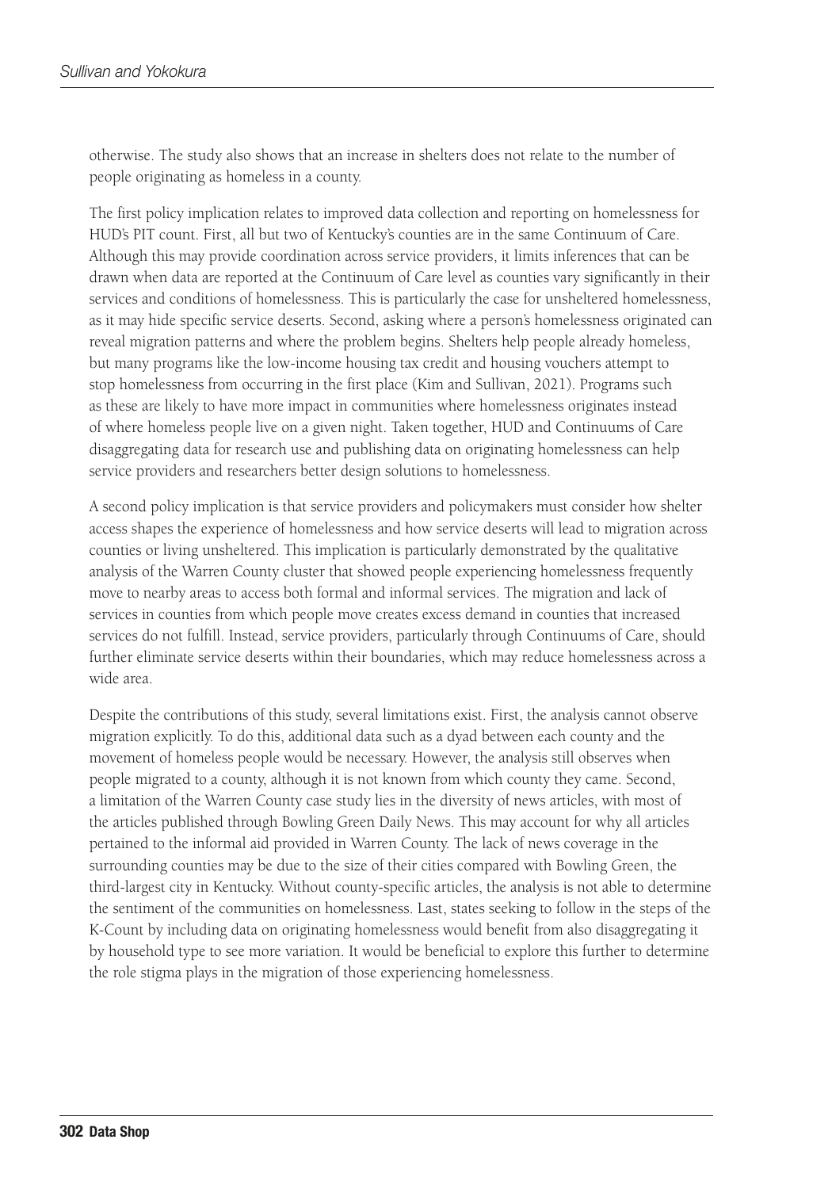otherwise. The study also shows that an increase in shelters does not relate to the number of people originating as homeless in a county.

The first policy implication relates to improved data collection and reporting on homelessness for HUD's PIT count. First, all but two of Kentucky's counties are in the same Continuum of Care. Although this may provide coordination across service providers, it limits inferences that can be drawn when data are reported at the Continuum of Care level as counties vary significantly in their services and conditions of homelessness. This is particularly the case for unsheltered homelessness, as it may hide specific service deserts. Second, asking where a person's homelessness originated can reveal migration patterns and where the problem begins. Shelters help people already homeless, but many programs like the low-income housing tax credit and housing vouchers attempt to stop homelessness from occurring in the first place (Kim and Sullivan, 2021). Programs such as these are likely to have more impact in communities where homelessness originates instead of where homeless people live on a given night. Taken together, HUD and Continuums of Care disaggregating data for research use and publishing data on originating homelessness can help service providers and researchers better design solutions to homelessness.

A second policy implication is that service providers and policymakers must consider how shelter access shapes the experience of homelessness and how service deserts will lead to migration across counties or living unsheltered. This implication is particularly demonstrated by the qualitative analysis of the Warren County cluster that showed people experiencing homelessness frequently move to nearby areas to access both formal and informal services. The migration and lack of services in counties from which people move creates excess demand in counties that increased services do not fulfill. Instead, service providers, particularly through Continuums of Care, should further eliminate service deserts within their boundaries, which may reduce homelessness across a wide area.

Despite the contributions of this study, several limitations exist. First, the analysis cannot observe migration explicitly. To do this, additional data such as a dyad between each county and the movement of homeless people would be necessary. However, the analysis still observes when people migrated to a county, although it is not known from which county they came. Second, a limitation of the Warren County case study lies in the diversity of news articles, with most of the articles published through Bowling Green Daily News. This may account for why all articles pertained to the informal aid provided in Warren County. The lack of news coverage in the surrounding counties may be due to the size of their cities compared with Bowling Green, the third-largest city in Kentucky. Without county-specific articles, the analysis is not able to determine the sentiment of the communities on homelessness. Last, states seeking to follow in the steps of the K-Count by including data on originating homelessness would benefit from also disaggregating it by household type to see more variation. It would be beneficial to explore this further to determine the role stigma plays in the migration of those experiencing homelessness.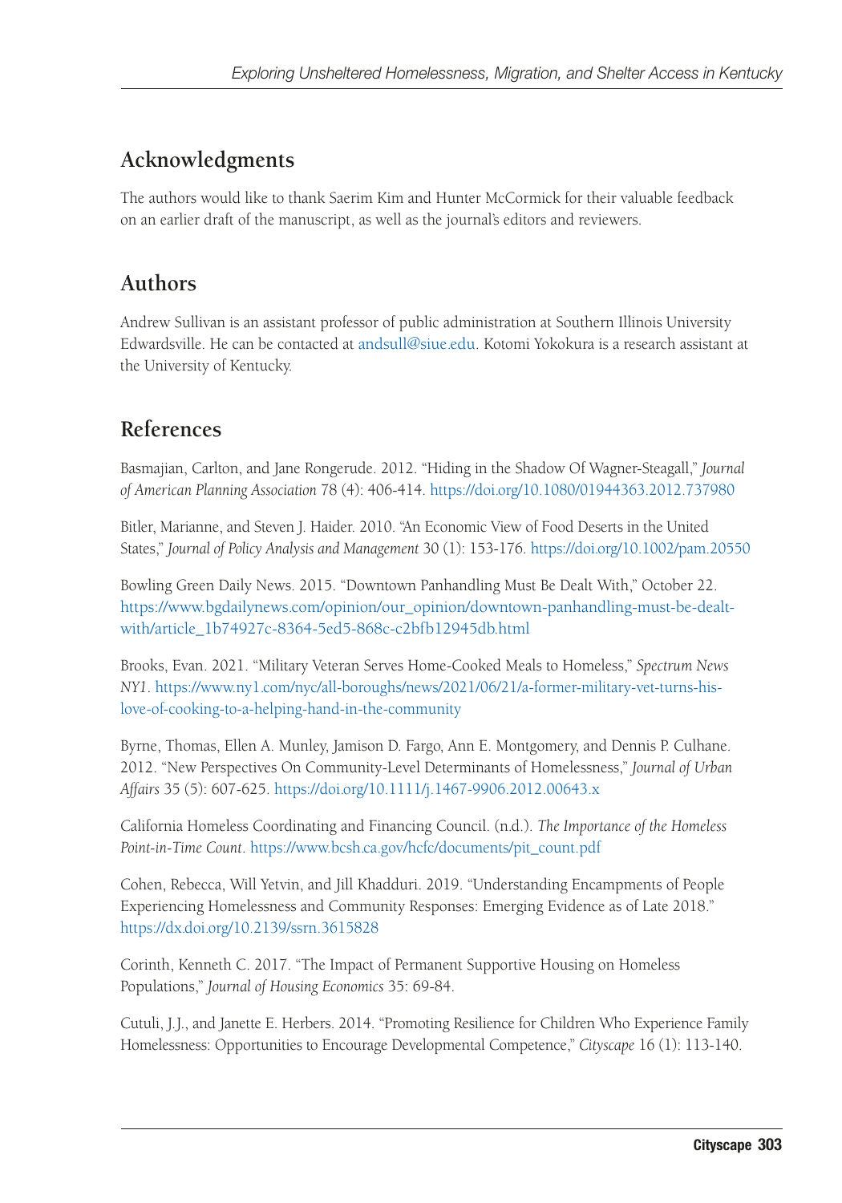## Acknowledgments

The authors would like to thank Saerim Kim and Hunter McCormick for their valuable feedback on an earlier draft of the manuscript, as well as the journal's editors and reviewers.

## Authors

Andrew Sullivan is an assistant professor of public administration at Southern Illinois University Edwardsville. He can be contacted at andsull@siue.edu. Kotomi Yokokura is a research assistant at the University of Kentucky.

## References

Basmajian, Carlton, and Jane Rongerude. 2012. "Hiding in the Shadow Of Wagner-Steagall," *Journal of American Planning Association* 78 (4): 406-414. https://doi.org/10.1080/01944363.2012.737980

Bitler, Marianne, and Steven J. Haider. 2010. "An Economic View of Food Deserts in the United States," *Journal of Policy Analysis and Management* 30 (1): 153-176. https://doi.org/10.1002/pam.20550

Bowling Green Daily News. 2015. "Downtown Panhandling Must Be Dealt With," October 22. https://www.bgdailynews.com/opinion/our_opinion/downtown-panhandling-must-be-dealt-with/article_1b74927c-8364-5ed5-868c-c2bfb12945db.html

Brooks, Evan. 2021. "Military Veteran Serves Home-Cooked Meals to Homeless," *Spectrum News NY1*. https://www.ny1.com/nyc/all-boroughs/news/2021/06/21/a-former-military-vet-turns-his-love-of-cooking-to-a-helping-hand-in-the-community

Byrne, Thomas, Ellen A. Munley, Jamison D. Fargo, Ann E. Montgomery, and Dennis P. Culhane. 2012. "New Perspectives On Community-Level Determinants of Homelessness," *Journal of Urban Affairs* 35 (5): 607-625. https://doi.org/10.1111/j.1467-9906.2012.00643.x

California Homeless Coordinating and Financing Council. (n.d.). *The Importance of the Homeless Point-in-Time Count*. https://www.bcsh.ca.gov/hcfc/documents/pit_count.pdf

Cohen, Rebecca, Will Yetvin, and Jill Khadduri. 2019. "Understanding Encampments of People Experiencing Homelessness and Community Responses: Emerging Evidence as of Late 2018." https://dx.doi.org/10.2139/ssrn.3615828

Corinth, Kenneth C. 2017. "The Impact of Permanent Supportive Housing on Homeless Populations," *Journal of Housing Economics* 35: 69-84.

Cutuli, J.J., and Janette E. Herbers. 2014. "Promoting Resilience for Children Who Experience Family Homelessness: Opportunities to Encourage Developmental Competence," *Cityscape* 16 (1): 113-140.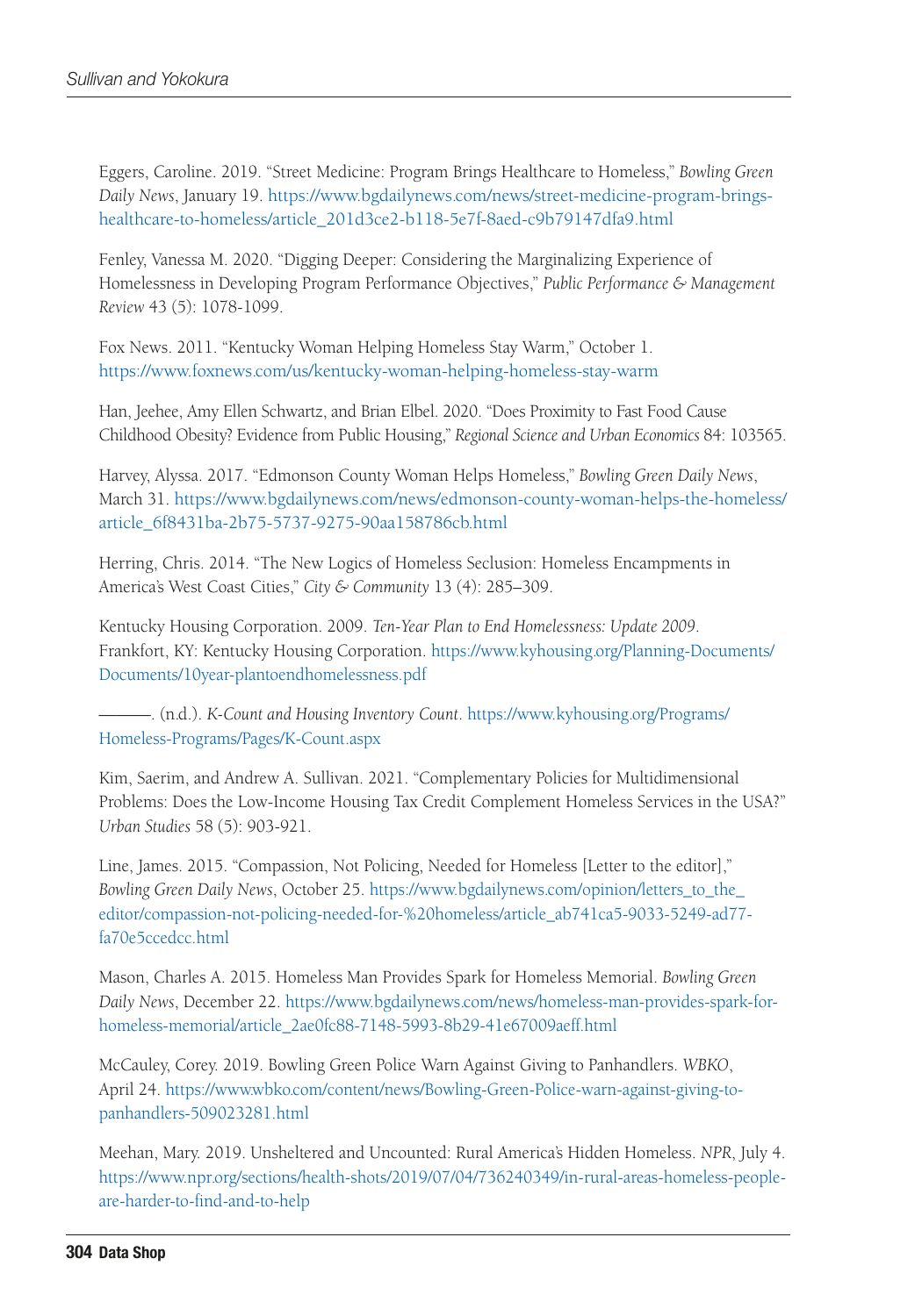Eggers, Caroline. 2019. "Street Medicine: Program Brings Healthcare to Homeless," *Bowling Green Daily News*, January 19. https://www.bgdailynews.com/news/street-medicine-program-brings-healthcare-to-homeless/article_201d3ce2-b118-5e7f-8aed-c9b79147dfa9.html

Fenley, Vanessa M. 2020. "Digging Deeper: Considering the Marginalizing Experience of Homelessness in Developing Program Performance Objectives," *Public Performance & Management Review* 43 (5): 1078-1099.

Fox News. 2011. "Kentucky Woman Helping Homeless Stay Warm," October 1. https://www.foxnews.com/us/kentucky-woman-helping-homeless-stay-warm

Han, Jeehee, Amy Ellen Schwartz, and Brian Elbel. 2020. "Does Proximity to Fast Food Cause Childhood Obesity? Evidence from Public Housing," *Regional Science and Urban Economics* 84: 103565.

Harvey, Alyssa. 2017. "Edmonson County Woman Helps Homeless," *Bowling Green Daily News*, March 31. https://www.bgdailynews.com/news/edmonson-county-woman-helps-the-homeless/article_6f8431ba-2b75-5737-9275-90aa158786cb.html

Herring, Chris. 2014. "The New Logics of Homeless Seclusion: Homeless Encampments in America's West Coast Cities," *City & Community* 13 (4): 285–309.

Kentucky Housing Corporation. 2009. *Ten-Year Plan to End Homelessness: Update 2009*. Frankfort, KY: Kentucky Housing Corporation. https://www.kyhousing.org/Planning-Documents/Documents/10year-plantoendhomelessness.pdf

———. (n.d.). *K-Count and Housing Inventory Count*. https://www.kyhousing.org/Programs/Homeless-Programs/Pages/K-Count.aspx

Kim, Saerim, and Andrew A. Sullivan. 2021. "Complementary Policies for Multidimensional Problems: Does the Low-Income Housing Tax Credit Complement Homeless Services in the USA?" *Urban Studies* 58 (5): 903-921.

Line, James. 2015. "Compassion, Not Policing, Needed for Homeless [Letter to the editor]," *Bowling Green Daily News*, October 25. https://www.bgdailynews.com/opinion/letters_to_the_editor/compassion-not-policing-needed-for-%20homeless/article_ab741ca5-9033-5249-ad77-fa70e5ccedcc.html

Mason, Charles A. 2015. Homeless Man Provides Spark for Homeless Memorial. *Bowling Green Daily News*, December 22. https://www.bgdailynews.com/news/homeless-man-provides-spark-for-homeless-memorial/article_2ae0fc88-7148-5993-8b29-41e67009aeff.html

McCauley, Corey. 2019. Bowling Green Police Warn Against Giving to Panhandlers. *WBKO*, April 24. https://www.wbko.com/content/news/Bowling-Green-Police-warn-against-giving-to-panhandlers-509023281.html

Meehan, Mary. 2019. Unsheltered and Uncounted: Rural America's Hidden Homeless. *NPR*, July 4. https://www.npr.org/sections/health-shots/2019/07/04/736240349/in-rural-areas-homeless-people-are-harder-to-find-and-to-help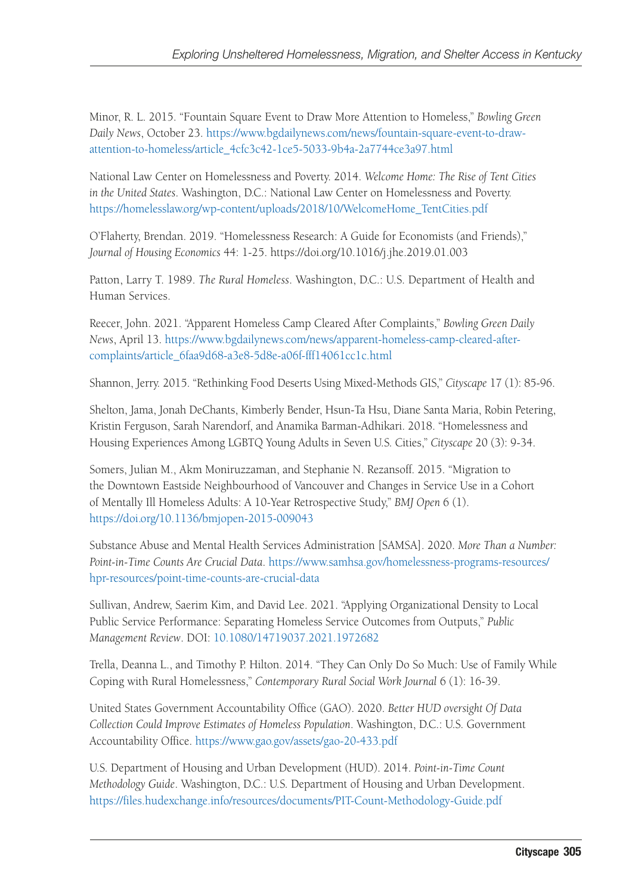Minor, R. L. 2015. "Fountain Square Event to Draw More Attention to Homeless," *Bowling Green Daily News*, October 23. https://www.bgdailynews.com/news/fountain-square-event-to-draw-attention-to-homeless/article_4cfc3c42-1ce5-5033-9b4a-2a7744ce3a97.html

National Law Center on Homelessness and Poverty. 2014. *Welcome Home: The Rise of Tent Cities in the United States*. Washington, D.C.: National Law Center on Homelessness and Poverty. https://homelesslaw.org/wp-content/uploads/2018/10/WelcomeHome_TentCities.pdf

O'Flaherty, Brendan. 2019. "Homelessness Research: A Guide for Economists (and Friends)," *Journal of Housing Economics* 44: 1-25. https://doi.org/10.1016/j.jhe.2019.01.003

Patton, Larry T. 1989. *The Rural Homeless*. Washington, D.C.: U.S. Department of Health and Human Services.

Reecer, John. 2021. "Apparent Homeless Camp Cleared After Complaints," *Bowling Green Daily News*, April 13. https://www.bgdailynews.com/news/apparent-homeless-camp-cleared-after-complaints/article_6faa9d68-a3e8-5d8e-a06f-fff14061cc1c.html

Shannon, Jerry. 2015. "Rethinking Food Deserts Using Mixed-Methods GIS," *Cityscape* 17 (1): 85-96.

Shelton, Jama, Jonah DeChants, Kimberly Bender, Hsun-Ta Hsu, Diane Santa Maria, Robin Petering, Kristin Ferguson, Sarah Narendorf, and Anamika Barman-Adhikari. 2018. "Homelessness and Housing Experiences Among LGBTQ Young Adults in Seven U.S. Cities," *Cityscape* 20 (3): 9-34.

Somers, Julian M., Akm Moniruzzaman, and Stephanie N. Rezansoff. 2015. "Migration to the Downtown Eastside Neighbourhood of Vancouver and Changes in Service Use in a Cohort of Mentally Ill Homeless Adults: A 10-Year Retrospective Study," *BMJ Open* 6 (1). https://doi.org/10.1136/bmjopen-2015-009043

Substance Abuse and Mental Health Services Administration [SAMSA]. 2020. *More Than a Number: Point-in-Time Counts Are Crucial Data*. https://www.samhsa.gov/homelessness-programs-resources/hpr-resources/point-time-counts-are-crucial-data

Sullivan, Andrew, Saerim Kim, and David Lee. 2021. "Applying Organizational Density to Local Public Service Performance: Separating Homeless Service Outcomes from Outputs," *Public Management Review*. DOI: 10.1080/14719037.2021.1972682

Trella, Deanna L., and Timothy P. Hilton. 2014. "They Can Only Do So Much: Use of Family While Coping with Rural Homelessness," *Contemporary Rural Social Work Journal* 6 (1): 16-39.

United States Government Accountability Office (GAO). 2020. *Better HUD oversight Of Data Collection Could Improve Estimates of Homeless Population*. Washington, D.C.: U.S. Government Accountability Office. https://www.gao.gov/assets/gao-20-433.pdf

U.S. Department of Housing and Urban Development (HUD). 2014. *Point-in-Time Count Methodology Guide*. Washington, D.C.: U.S. Department of Housing and Urban Development. https://files.hudexchange.info/resources/documents/PIT-Count-Methodology-Guide.pdf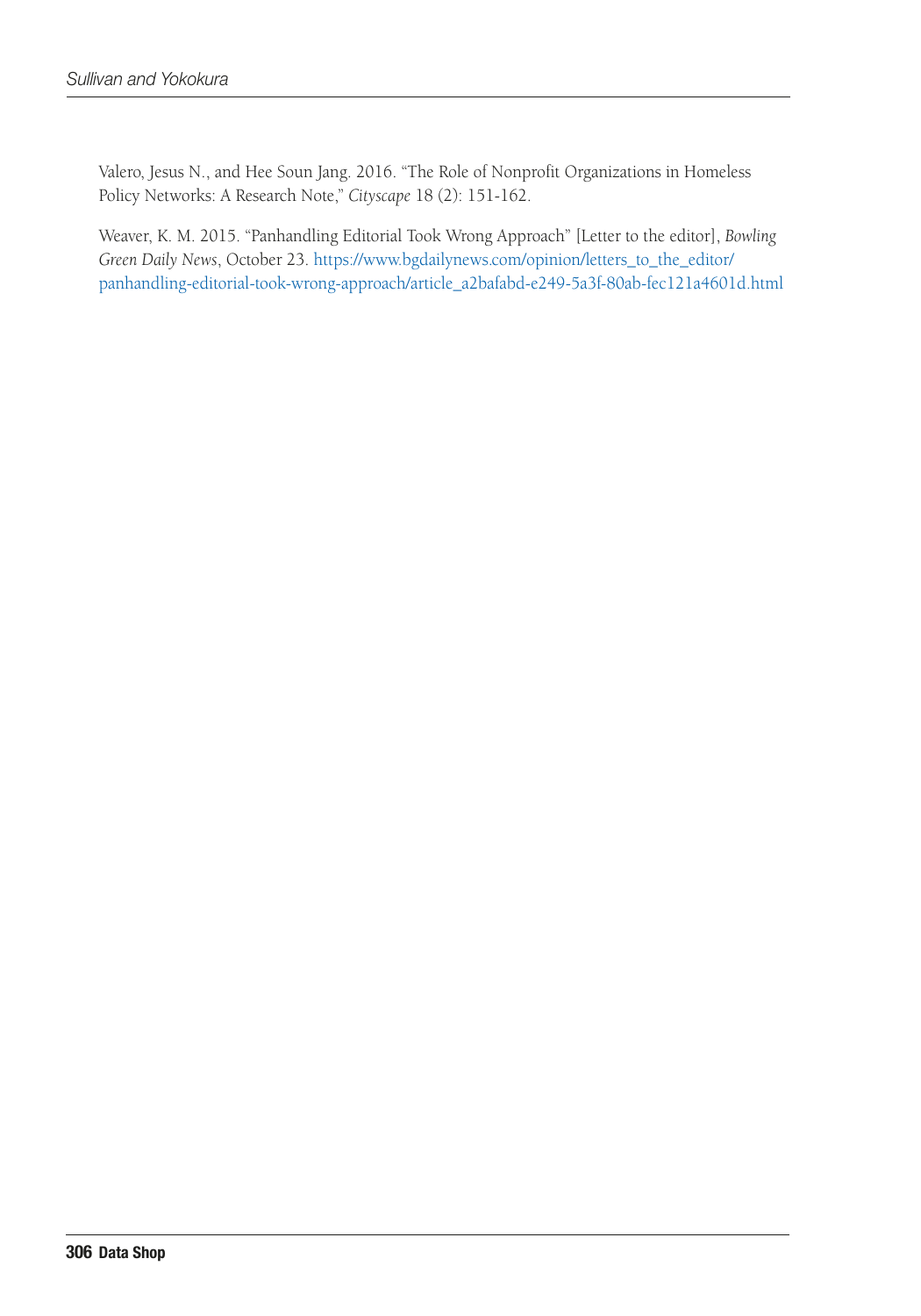Valero, Jesus N., and Hee Soun Jang. 2016. "The Role of Nonprofit Organizations in Homeless Policy Networks: A Research Note," *Cityscape* 18 (2): 151-162.

Weaver, K. M. 2015. "Panhandling Editorial Took Wrong Approach" [Letter to the editor], *Bowling Green Daily News*, October 23. https://www.bgdailynews.com/opinion/letters_to_the_editor/panhandling-editorial-took-wrong-approach/article_a2bafabd-e249-5a3f-80ab-fec121a4601d.html